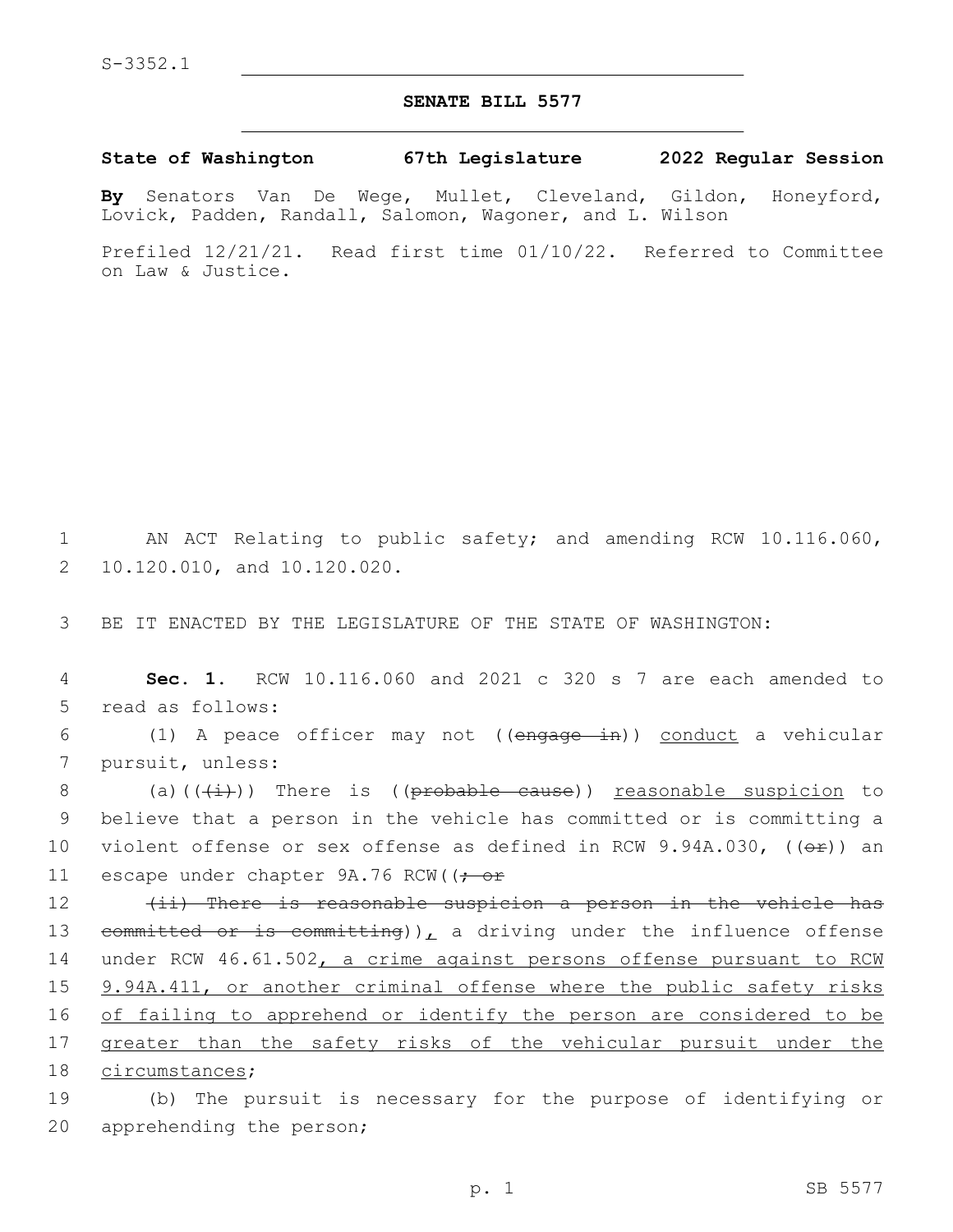S-3352.1

# SENATE BILL 5577

**State of Washington 67th Legislature 2022 Regular Session**

**By** Senators Van De Wege, Mullet, Cleveland, Gildon, Honeyford, Lovick, Padden, Randall, Salomon, Wagoner, and L. Wilson

Prefiled 12/21/21. Read first time 01/10/22. Referred to Committee on Law & Justice.

1 AN ACT Relating to public safety; and amending RCW 10.116.060, 2 10.120.010, and 10.120.020.

3 BE IT ENACTED BY THE LEGISLATURE OF THE STATE OF WASHINGTON:

4 **Sec. 1.** RCW 10.116.060 and 2021 c 320 s 7 are each amended to 5 read as follows:

6 (1) A peace officer may not ((~~engage in~~)) <u>conduct</u> a vehicular 7 pursuit, unless:

8 (a)((~~(i)~~)) There is ((~~probable cause~~)) <u>reasonable suspicion</u> to 9 believe that a person in the vehicle has committed or is committing a 10 violent offense or sex offense as defined in RCW 9.94A.030, ((~~or~~)) an 11 escape under chapter 9A.76 RCW((~~; or~~

12 ~~(ii) There is reasonable suspicion a person in the vehicle has~~ 13 ~~committed or is committing~~))<u>,</u> a driving under the influence offense 14 under RCW 46.61.502<u>, a crime against persons offense pursuant to RCW</u> 15 <u>9.94A.411, or another criminal offense where the public safety risks</u> 16 <u>of failing to apprehend or identify the person are considered to be</u> 17 <u>greater than the safety risks of the vehicular pursuit under the</u> 18 <u>circumstances</u>;

19 (b) The pursuit is necessary for the purpose of identifying or 20 apprehending the person;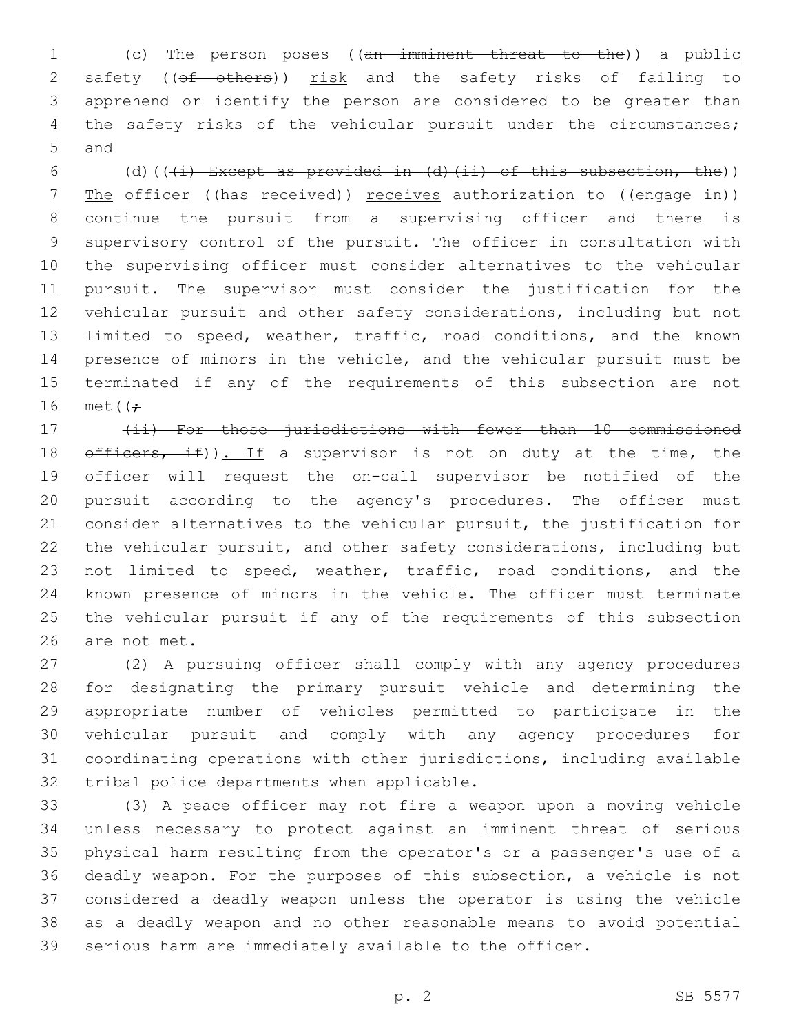(c) The person poses ((~~an imminent threat to the~~)) <u>a public</u> safety ((~~of others~~)) <u>risk</u> and the safety risks of failing to apprehend or identify the person are considered to be greater than the safety risks of the vehicular pursuit under the circumstances; and

(d)((~~(i) Except as provided in (d)(ii) of this subsection, the~~)) <u>The</u> officer ((~~has received~~)) <u>receives</u> authorization to ((~~engage in~~)) <u>continue</u> the pursuit from a supervising officer and there is supervisory control of the pursuit. The officer in consultation with the supervising officer must consider alternatives to the vehicular pursuit. The supervisor must consider the justification for the vehicular pursuit and other safety considerations, including but not limited to speed, weather, traffic, road conditions, and the known presence of minors in the vehicle, and the vehicular pursuit must be terminated if any of the requirements of this subsection are not met((~~;~~

~~(ii) For those jurisdictions with fewer than 10 commissioned officers, if~~))<u>. If</u> a supervisor is not on duty at the time, the officer will request the on-call supervisor be notified of the pursuit according to the agency's procedures. The officer must consider alternatives to the vehicular pursuit, the justification for the vehicular pursuit, and other safety considerations, including but not limited to speed, weather, traffic, road conditions, and the known presence of minors in the vehicle. The officer must terminate the vehicular pursuit if any of the requirements of this subsection are not met.

(2) A pursuing officer shall comply with any agency procedures for designating the primary pursuit vehicle and determining the appropriate number of vehicles permitted to participate in the vehicular pursuit and comply with any agency procedures for coordinating operations with other jurisdictions, including available tribal police departments when applicable.

(3) A peace officer may not fire a weapon upon a moving vehicle unless necessary to protect against an imminent threat of serious physical harm resulting from the operator's or a passenger's use of a deadly weapon. For the purposes of this subsection, a vehicle is not considered a deadly weapon unless the operator is using the vehicle as a deadly weapon and no other reasonable means to avoid potential serious harm are immediately available to the officer.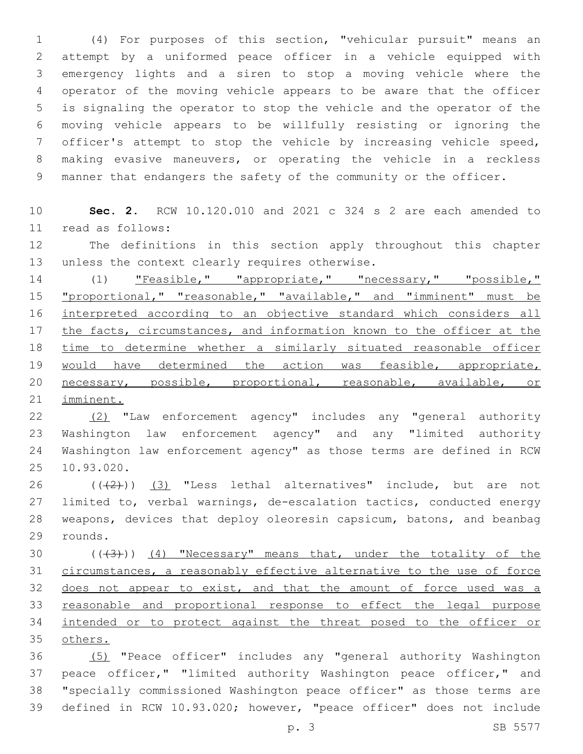(4) For purposes of this section, "vehicular pursuit" means an attempt by a uniformed peace officer in a vehicle equipped with emergency lights and a siren to stop a moving vehicle where the operator of the moving vehicle appears to be aware that the officer is signaling the operator to stop the vehicle and the operator of the moving vehicle appears to be willfully resisting or ignoring the officer's attempt to stop the vehicle by increasing vehicle speed, making evasive maneuvers, or operating the vehicle in a reckless manner that endangers the safety of the community or the officer.

**Sec. 2.** RCW 10.120.010 and 2021 c 324 s 2 are each amended to read as follows:

The definitions in this section apply throughout this chapter unless the context clearly requires otherwise.

(1) <u>"Feasible," "appropriate," "necessary," "possible," "proportional," "reasonable," "available," and "imminent" must be interpreted according to an objective standard which considers all the facts, circumstances, and information known to the officer at the time to determine whether a similarly situated reasonable officer would have determined the action was feasible, appropriate, necessary, possible, proportional, reasonable, available, or imminent.</u>

<u>(2)</u> "Law enforcement agency" includes any "general authority Washington law enforcement agency" and any "limited authority Washington law enforcement agency" as those terms are defined in RCW 10.93.020.

((~~(2)~~)) <u>(3)</u> "Less lethal alternatives" include, but are not limited to, verbal warnings, de-escalation tactics, conducted energy weapons, devices that deploy oleoresin capsicum, batons, and beanbag rounds.

((~~(3)~~)) <u>(4) "Necessary" means that, under the totality of the circumstances, a reasonably effective alternative to the use of force does not appear to exist, and that the amount of force used was a reasonable and proportional response to effect the legal purpose intended or to protect against the threat posed to the officer or others.</u>

<u>(5)</u> "Peace officer" includes any "general authority Washington peace officer," "limited authority Washington peace officer," and "specially commissioned Washington peace officer" as those terms are defined in RCW 10.93.020; however, "peace officer" does not include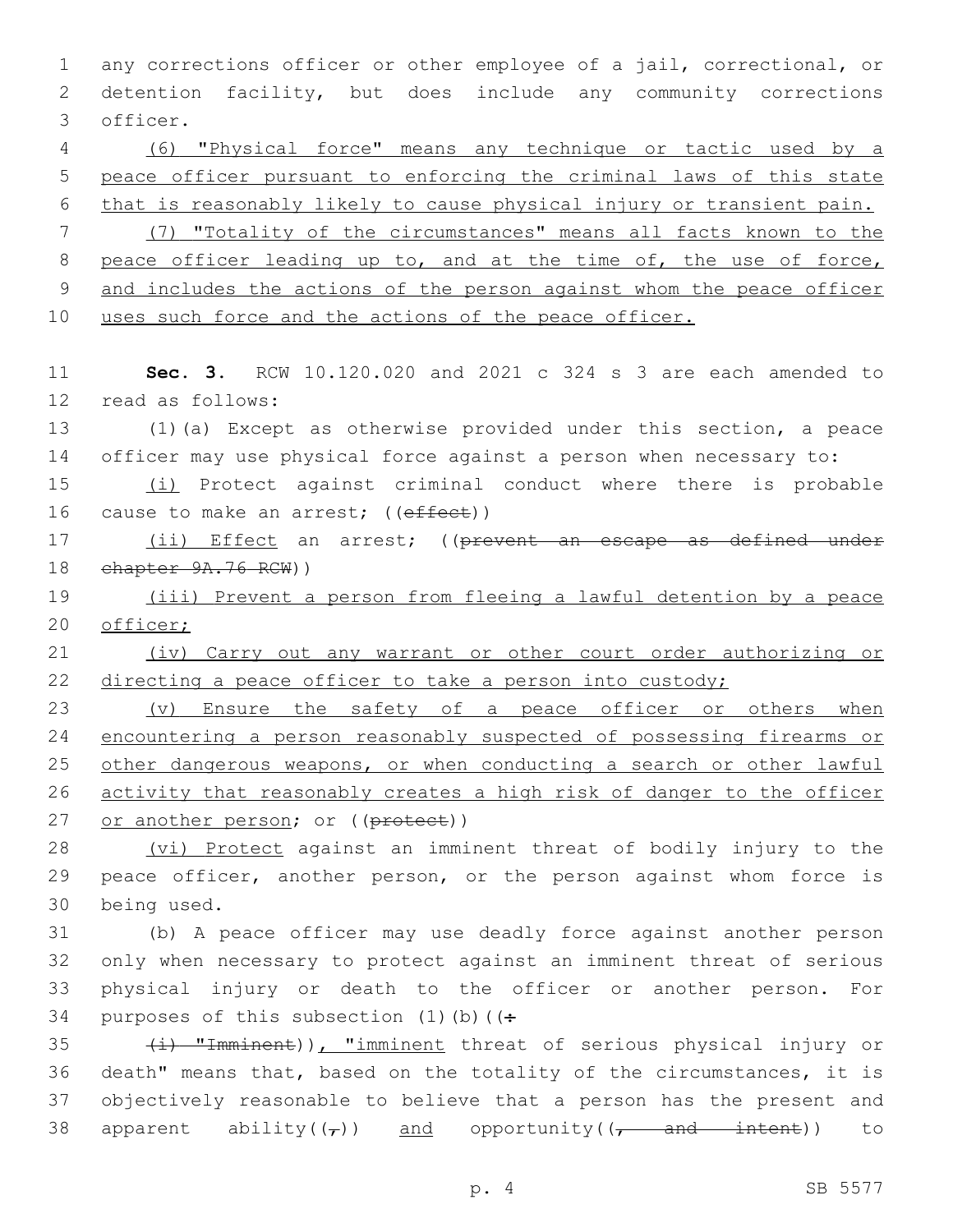any corrections officer or other employee of a jail, correctional, or detention facility, but does include any community corrections officer.

(6) "Physical force" means any technique or tactic used by a peace officer pursuant to enforcing the criminal laws of this state that is reasonably likely to cause physical injury or transient pain.

(7) "Totality of the circumstances" means all facts known to the peace officer leading up to, and at the time of, the use of force, and includes the actions of the person against whom the peace officer uses such force and the actions of the peace officer.

**Sec. 3.** RCW 10.120.020 and 2021 c 324 s 3 are each amended to read as follows:

(1)(a) Except as otherwise provided under this section, a peace officer may use physical force against a person when necessary to:

(i) Protect against criminal conduct where there is probable cause to make an arrest; ((effect))

(ii) Effect an arrest; ((prevent an escape as defined under chapter 9A.76 RCW))

(iii) Prevent a person from fleeing a lawful detention by a peace officer;

(iv) Carry out any warrant or other court order authorizing or directing a peace officer to take a person into custody;

(v) Ensure the safety of a peace officer or others when encountering a person reasonably suspected of possessing firearms or other dangerous weapons, or when conducting a search or other lawful activity that reasonably creates a high risk of danger to the officer or another person; or ((protect))

(vi) Protect against an imminent threat of bodily injury to the peace officer, another person, or the person against whom force is being used.

(b) A peace officer may use deadly force against another person only when necessary to protect against an imminent threat of serious physical injury or death to the officer or another person. For purposes of this subsection (1)(b)((:

(i) "Imminent)), "imminent threat of serious physical injury or death" means that, based on the totality of the circumstances, it is objectively reasonable to believe that a person has the present and apparent ability((,)) and opportunity((, and intent)) to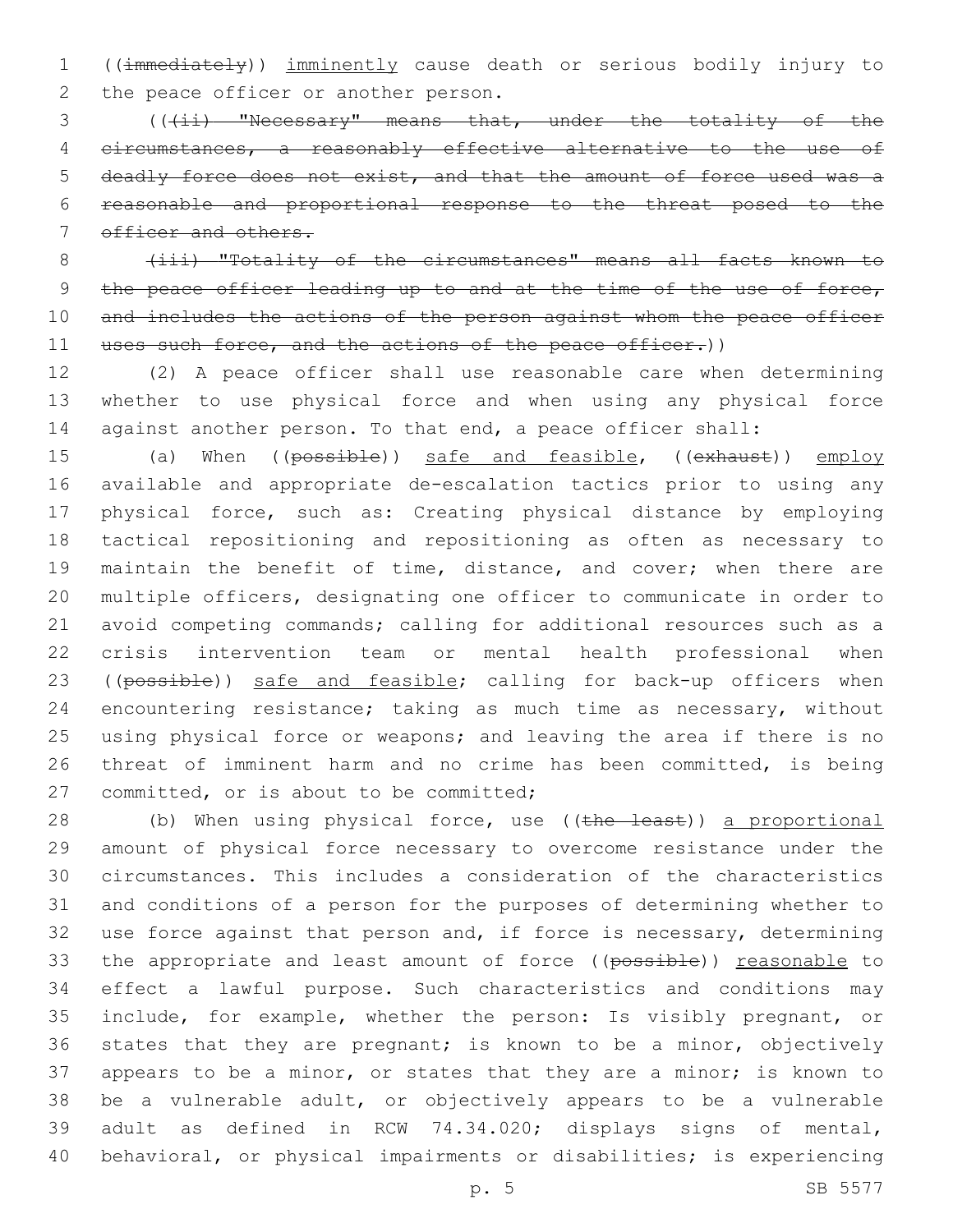((~~immediately~~)) <u>imminently</u> cause death or serious bodily injury to the peace officer or another person.

((~~(ii) "Necessary" means that, under the totality of the circumstances, a reasonably effective alternative to the use of deadly force does not exist, and that the amount of force used was a reasonable and proportional response to the threat posed to the officer and others.~~

~~(iii) "Totality of the circumstances" means all facts known to the peace officer leading up to and at the time of the use of force, and includes the actions of the person against whom the peace officer uses such force, and the actions of the peace officer.~~))

(2) A peace officer shall use reasonable care when determining whether to use physical force and when using any physical force against another person. To that end, a peace officer shall:

(a) When ((~~possible~~)) <u>safe and feasible</u>, ((~~exhaust~~)) <u>employ</u> available and appropriate de-escalation tactics prior to using any physical force, such as: Creating physical distance by employing tactical repositioning and repositioning as often as necessary to maintain the benefit of time, distance, and cover; when there are multiple officers, designating one officer to communicate in order to avoid competing commands; calling for additional resources such as a crisis intervention team or mental health professional when ((~~possible~~)) <u>safe and feasible</u>; calling for back-up officers when encountering resistance; taking as much time as necessary, without using physical force or weapons; and leaving the area if there is no threat of imminent harm and no crime has been committed, is being committed, or is about to be committed;

(b) When using physical force, use ((~~the least~~)) <u>a proportional</u> amount of physical force necessary to overcome resistance under the circumstances. This includes a consideration of the characteristics and conditions of a person for the purposes of determining whether to use force against that person and, if force is necessary, determining the appropriate and least amount of force ((~~possible~~)) <u>reasonable</u> to effect a lawful purpose. Such characteristics and conditions may include, for example, whether the person: Is visibly pregnant, or states that they are pregnant; is known to be a minor, objectively appears to be a minor, or states that they are a minor; is known to be a vulnerable adult, or objectively appears to be a vulnerable adult as defined in RCW 74.34.020; displays signs of mental, behavioral, or physical impairments or disabilities; is experiencing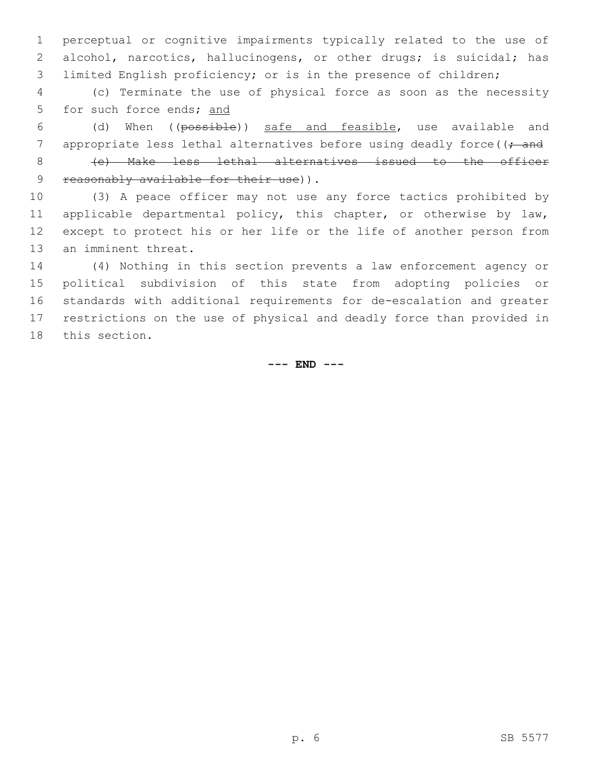perceptual or cognitive impairments typically related to the use of alcohol, narcotics, hallucinogens, or other drugs; is suicidal; has limited English proficiency; or is in the presence of children;

(c) Terminate the use of physical force as soon as the necessity for such force ends; <u>and</u>

(d) When ((~~possible~~)) <u>safe and feasible</u>, use available and appropriate less lethal alternatives before using deadly force((~~; and~~

~~(e) Make less lethal alternatives issued to the officer reasonably available for their use~~)).

(3) A peace officer may not use any force tactics prohibited by applicable departmental policy, this chapter, or otherwise by law, except to protect his or her life or the life of another person from an imminent threat.

(4) Nothing in this section prevents a law enforcement agency or political subdivision of this state from adopting policies or standards with additional requirements for de-escalation and greater restrictions on the use of physical and deadly force than provided in this section.

**--- END ---**